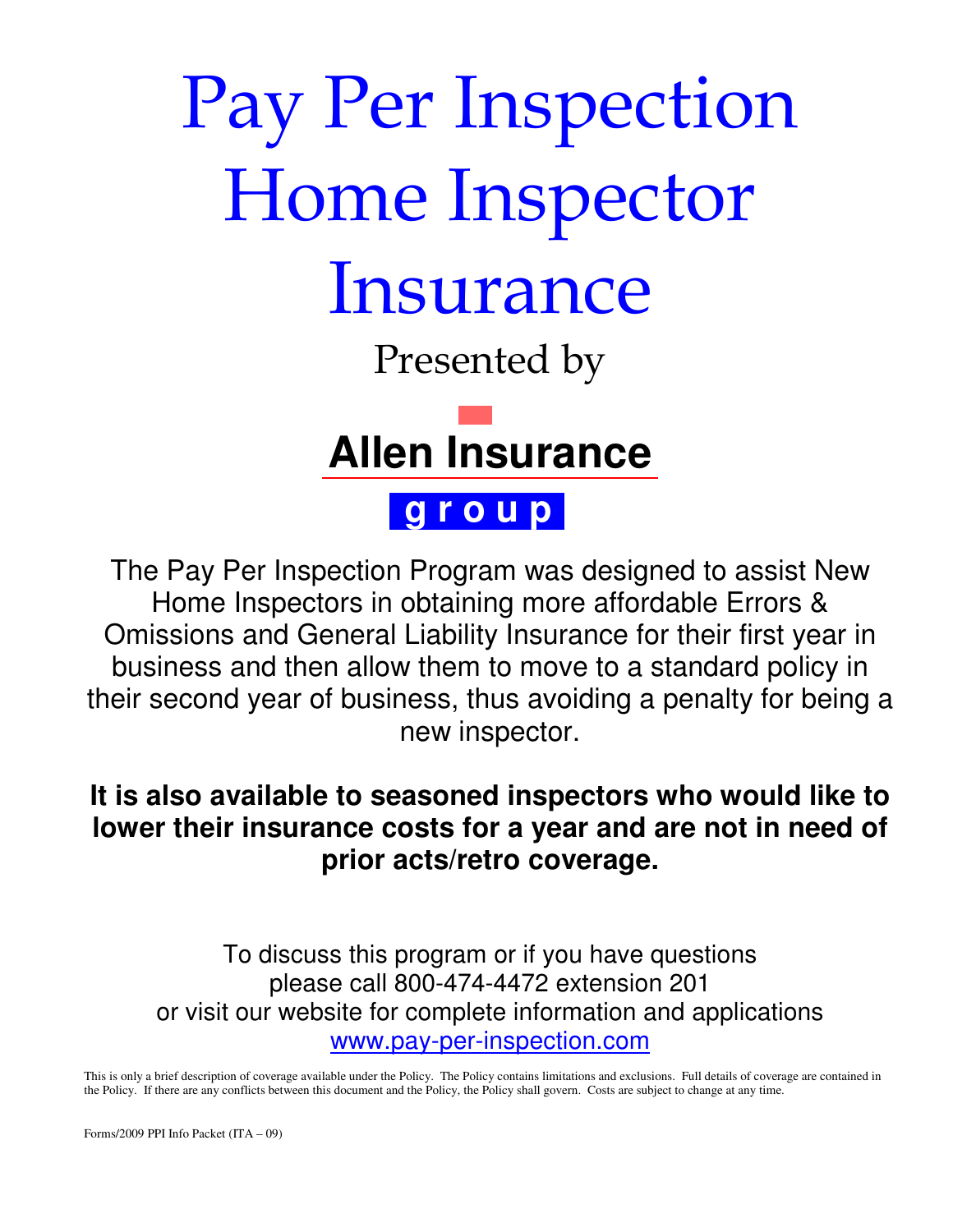# Pay Per Inspection Home Inspector Insurance

Presented by

**Allen Insurance**

**g r o u p**

The Pay Per Inspection Program was designed to assist New Home Inspectors in obtaining more affordable Errors & Omissions and General Liability Insurance for their first year in business and then allow them to move to a standard policy in their second year of business, thus avoiding a penalty for being a new inspector.

**It is also available to seasoned inspectors who would like to lower their insurance costs for a year and are not in need of prior acts/retro coverage.**

To discuss this program or if you have questions please call 800-474-4472 extension 201 or visit our website for complete information and applications [www.pay-per-inspection.com](http://www.pay-per-inspection.com)

This is only a brief description of coverage available under the Policy. The Policy contains limitations and exclusions. Full details of coverage are contained in the Policy. If there are any conflicts between this document and the Policy, the Policy shall govern. Costs are subject to change at any time.

Forms/2009 PPI Info Packet (ITA – 09)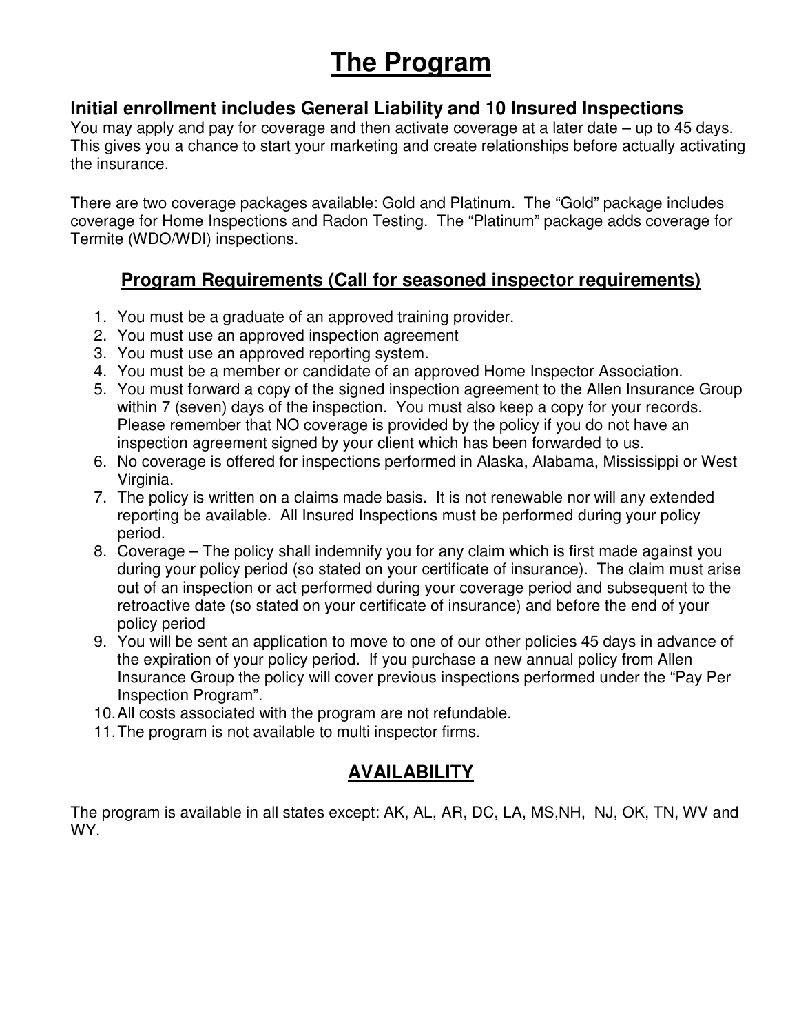# The Program

### Initial enrollment includes General Liability and 10 Insured Inspections

You may apply and pay for coverage and then activate coverage at a later date – up to 45 days. This gives you a chance to start your marketing and create relationships before actually activating the insurance.

There are two coverage packages available: Gold and Platinum. The "Gold" package includes coverage for Home Inspections and Radon Testing. The "Platinum" package adds coverage for Termite (WDO/WDI) inspections.

## Program Requirements (Call for seasoned inspector requirements)

1. You must be a graduate of an approved training provider.
2. You must use an approved inspection agreement
3. You must use an approved reporting system.
4. You must be a member or candidate of an approved Home Inspector Association.
5. You must forward a copy of the signed inspection agreement to the Allen Insurance Group within 7 (seven) days of the inspection. You must also keep a copy for your records. Please remember that NO coverage is provided by the policy if you do not have an inspection agreement signed by your client which has been forwarded to us.
6. No coverage is offered for inspections performed in Alaska, Alabama, Mississippi or West Virginia.
7. The policy is written on a claims made basis. It is not renewable nor will any extended reporting be available. All Insured Inspections must be performed during your policy period.
8. Coverage – The policy shall indemnify you for any claim which is first made against you during your policy period (so stated on your certificate of insurance). The claim must arise out of an inspection or act performed during your coverage period and subsequent to the retroactive date (so stated on your certificate of insurance) and before the end of your policy period
9. You will be sent an application to move to one of our other policies 45 days in advance of the expiration of your policy period. If you purchase a new annual policy from Allen Insurance Group the policy will cover previous inspections performed under the "Pay Per Inspection Program".
10. All costs associated with the program are not refundable.
11. The program is not available to multi inspector firms.

## AVAILABILITY

The program is available in all states except: AK, AL, AR, DC, LA, MS,NH, NJ, OK, TN, WV and WY.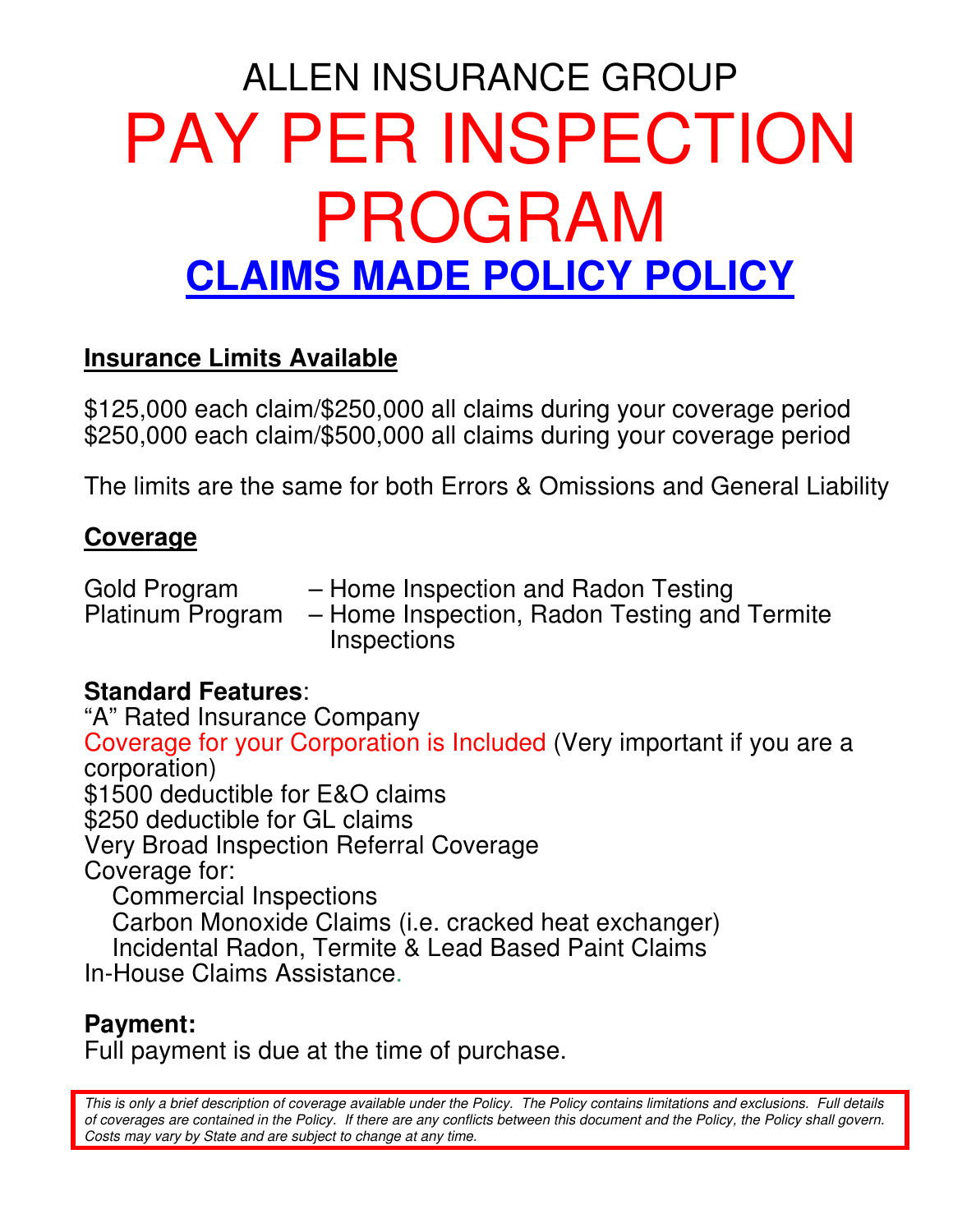# ALLEN INSURANCE GROUP

# PAY PER INSPECTION PROGRAM

## CLAIMS MADE POLICY POLICY

### Insurance Limits Available

$125,000 each claim/$250,000 all claims during your coverage period
$250,000 each claim/$500,000 all claims during your coverage period

The limits are the same for both Errors & Omissions and General Liability

### Coverage

Gold Program – Home Inspection and Radon Testing
Platinum Program – Home Inspection, Radon Testing and Termite Inspections

**Standard Features**:
"A" Rated Insurance Company
Coverage for your Corporation is Included (Very important if you are a corporation)
$1500 deductible for E&O claims
$250 deductible for GL claims
Very Broad Inspection Referral Coverage
Coverage for:
- Commercial Inspections
- Carbon Monoxide Claims (i.e. cracked heat exchanger)
- Incidental Radon, Termite & Lead Based Paint Claims

In-House Claims Assistance.

**Payment:**
Full payment is due at the time of purchase.

*This is only a brief description of coverage available under the Policy. The Policy contains limitations and exclusions. Full details of coverages are contained in the Policy. If there are any conflicts between this document and the Policy, the Policy shall govern. Costs may vary by State and are subject to change at any time.*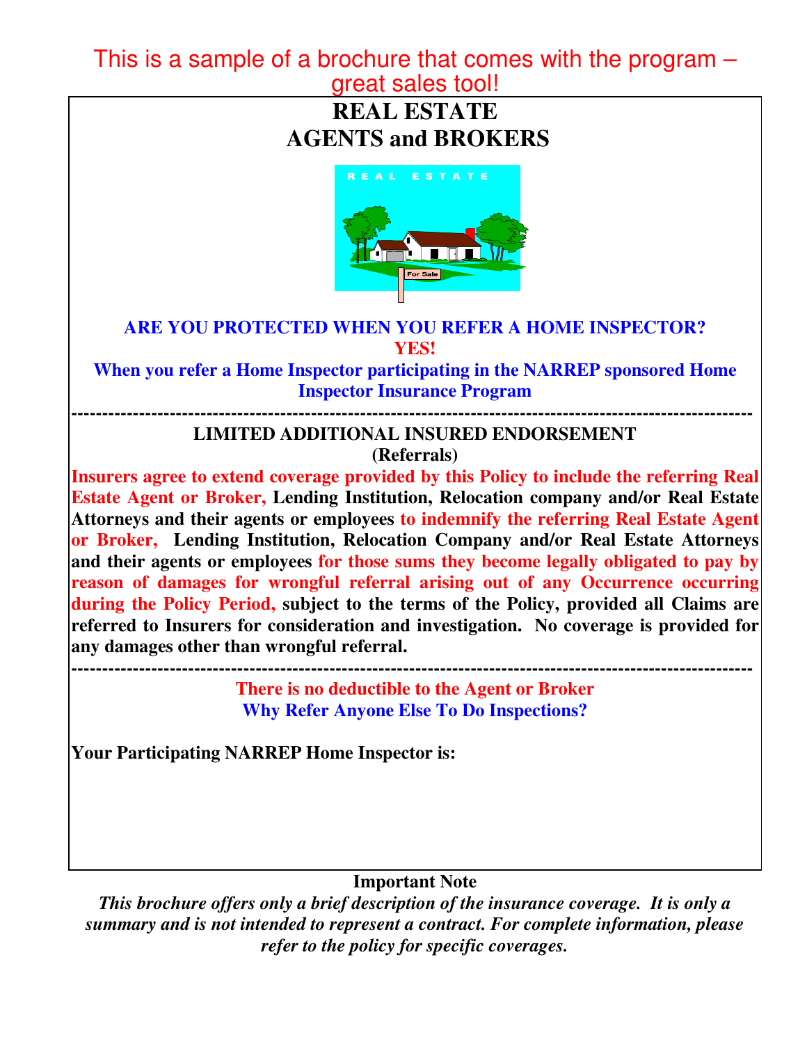This is a sample of a brochure that comes with the program – great sales tool!

# REAL ESTATE AGENTS and BROKERS

**ARE YOU PROTECTED WHEN YOU REFER A HOME INSPECTOR?**

**YES!**

**When you refer a Home Inspector participating in the NARREP sponsored Home Inspector Insurance Program**

---

## LIMITED ADDITIONAL INSURED ENDORSEMENT
### (Referrals)

**Insurers agree to extend coverage provided by this Policy to include the referring Real Estate Agent or Broker, Lending Institution, Relocation company and/or Real Estate Attorneys and their agents or employees to indemnify the referring Real Estate Agent or Broker, Lending Institution, Relocation Company and/or Real Estate Attorneys and their agents or employees for those sums they become legally obligated to pay by reason of damages for wrongful referral arising out of any Occurrence occurring during the Policy Period, subject to the terms of the Policy, provided all Claims are referred to Insurers for consideration and investigation. No coverage is provided for any damages other than wrongful referral.**

---

**There is no deductible to the Agent or Broker**

**Why Refer Anyone Else To Do Inspections?**

**Your Participating NARREP Home Inspector is:**

**Important Note**

*This brochure offers only a brief description of the insurance coverage. It is only a summary and is not intended to represent a contract. For complete information, please refer to the policy for specific coverages.*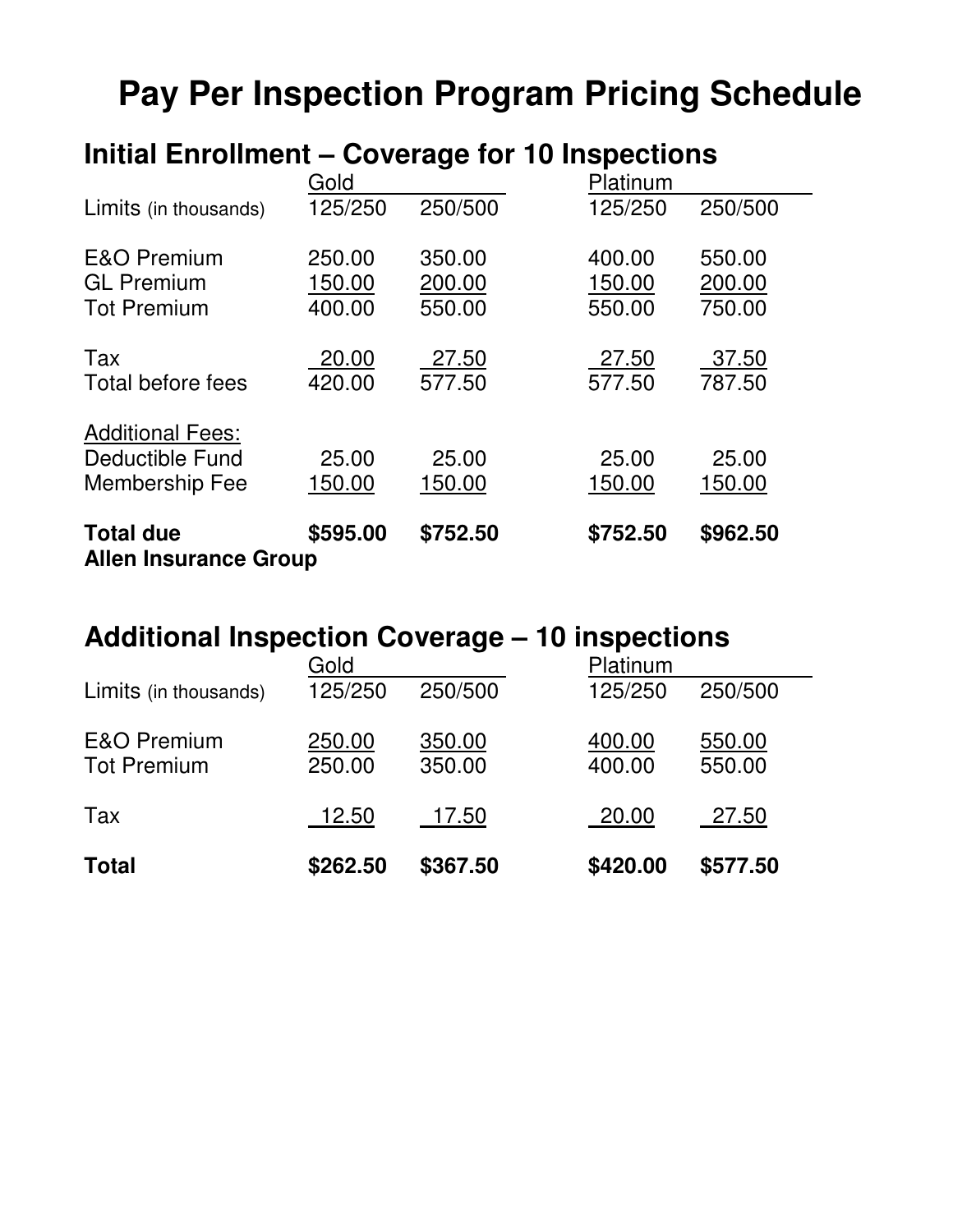# Pay Per Inspection Program Pricing Schedule

## Initial Enrollment – Coverage for 10 Inspections

| | Gold | | Platinum | |
|---|---|---|---|---|
| Limits (in thousands) | 125/250 | 250/500 | 125/250 | 250/500 |
| E&O Premium | 250.00 | 350.00 | 400.00 | 550.00 |
| GL Premium | 150.00 | 200.00 | 150.00 | 200.00 |
| Tot Premium | 400.00 | 550.00 | 550.00 | 750.00 |
| Tax | 20.00 | 27.50 | 27.50 | 37.50 |
| Total before fees | 420.00 | 577.50 | 577.50 | 787.50 |
| Additional Fees: | | | | |
| Deductible Fund | 25.00 | 25.00 | 25.00 | 25.00 |
| Membership Fee | 150.00 | 150.00 | 150.00 | 150.00 |
| **Total due** | **$595.00** | **$752.50** | **$752.50** | **$962.50** |

**Allen Insurance Group**

## Additional Inspection Coverage – 10 inspections

| | Gold | | Platinum | |
|---|---|---|---|---|
| Limits (in thousands) | 125/250 | 250/500 | 125/250 | 250/500 |
| E&O Premium | 250.00 | 350.00 | 400.00 | 550.00 |
| Tot Premium | 250.00 | 350.00 | 400.00 | 550.00 |
| Tax | 12.50 | 17.50 | 20.00 | 27.50 |
| **Total** | **$262.50** | **$367.50** | **$420.00** | **$577.50** |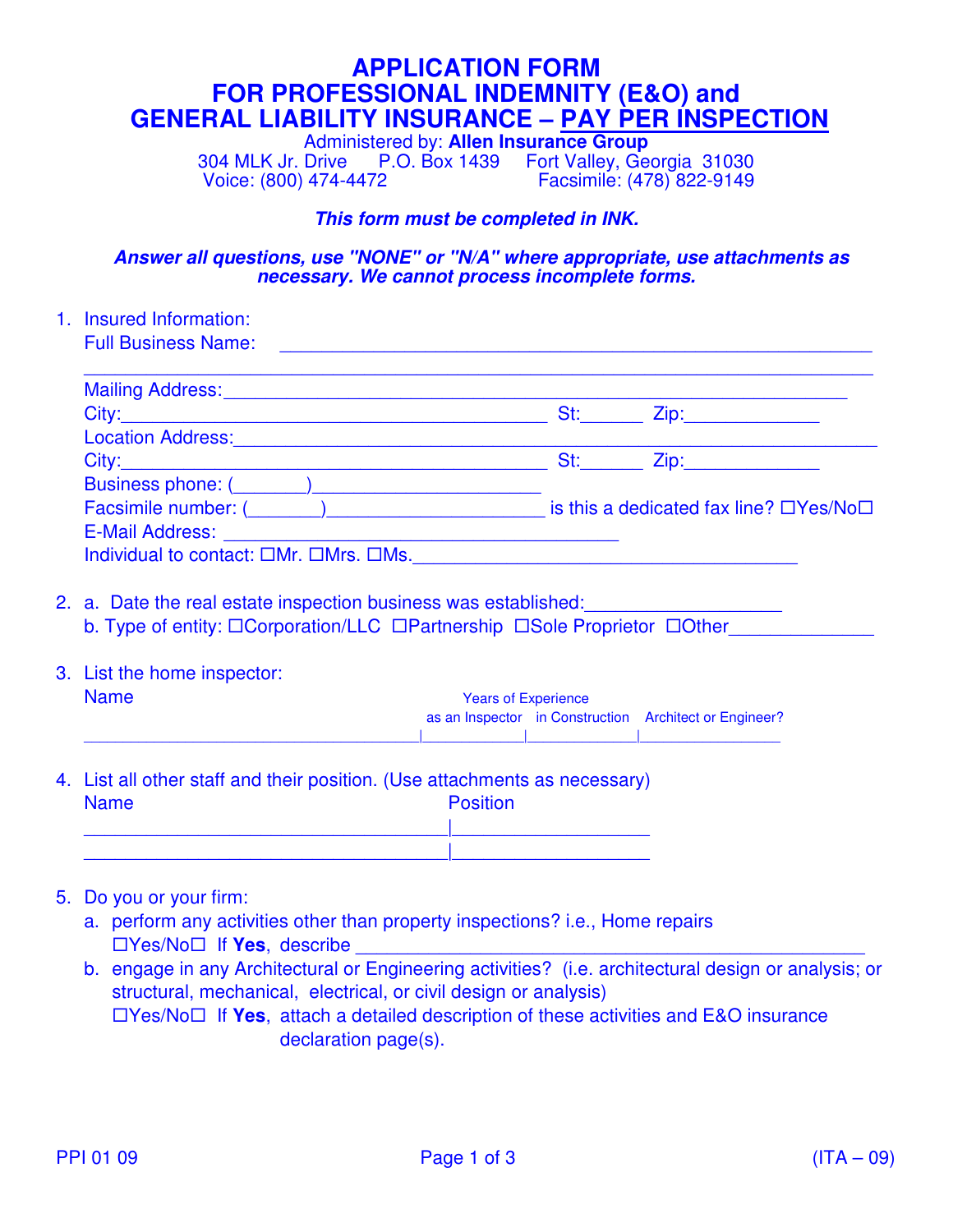# APPLICATION FORM
# FOR PROFESSIONAL INDEMNITY (E&O) and
# GENERAL LIABILITY INSURANCE – PAY PER INSPECTION

Administered by: **Allen Insurance Group**
304 MLK Jr. Drive P.O. Box 1439 Fort Valley, Georgia 31030
Voice: (800) 474-4472 Facsimile: (478) 822-9149

***This form must be completed in INK.***

***Answer all questions, use "NONE" or "N/A" where appropriate, use attachments as necessary. We cannot process incomplete forms.***

1. Insured Information:
   Full Business Name: ______________________________________________________________
   ______________________________________________________________
   Mailing Address:______________________________________________________________
   City:________________________________________ St:______ Zip:_____________
   Location Address:______________________________________________________________
   City:________________________________________ St:______ Zip:_____________
   Business phone: (_______)______________________
   Facsimile number: (_______)____________________ is this a dedicated fax line? ☐Yes/No☐
   E-Mail Address: ______________________________________
   Individual to contact: ☐Mr. ☐Mrs. ☐Ms.___________________________________

2. a. Date the real estate inspection business was established:__________________
   b. Type of entity: ☐Corporation/LLC ☐Partnership ☐Sole Proprietor ☐Other_____________

3. List the home inspector:

| Name | Years of Experience as an Inspector | Years of Experience in Construction | Architect or Engineer? |
|---|---|---|---|
| | | | |

4. List all other staff and their position. (Use attachments as necessary)

| Name | Position |
|---|---|
| | |
| | |

5. Do you or your firm:
   a. perform any activities other than property inspections? i.e., Home repairs
      ☐Yes/No☐ If **Yes**, describe ______________________________________________
   b. engage in any Architectural or Engineering activities? (i.e. architectural design or analysis; or structural, mechanical, electrical, or civil design or analysis)
      ☐Yes/No☐ If **Yes**, attach a detailed description of these activities and E&O insurance declaration page(s).

PPI 01 09 (ITA – 09)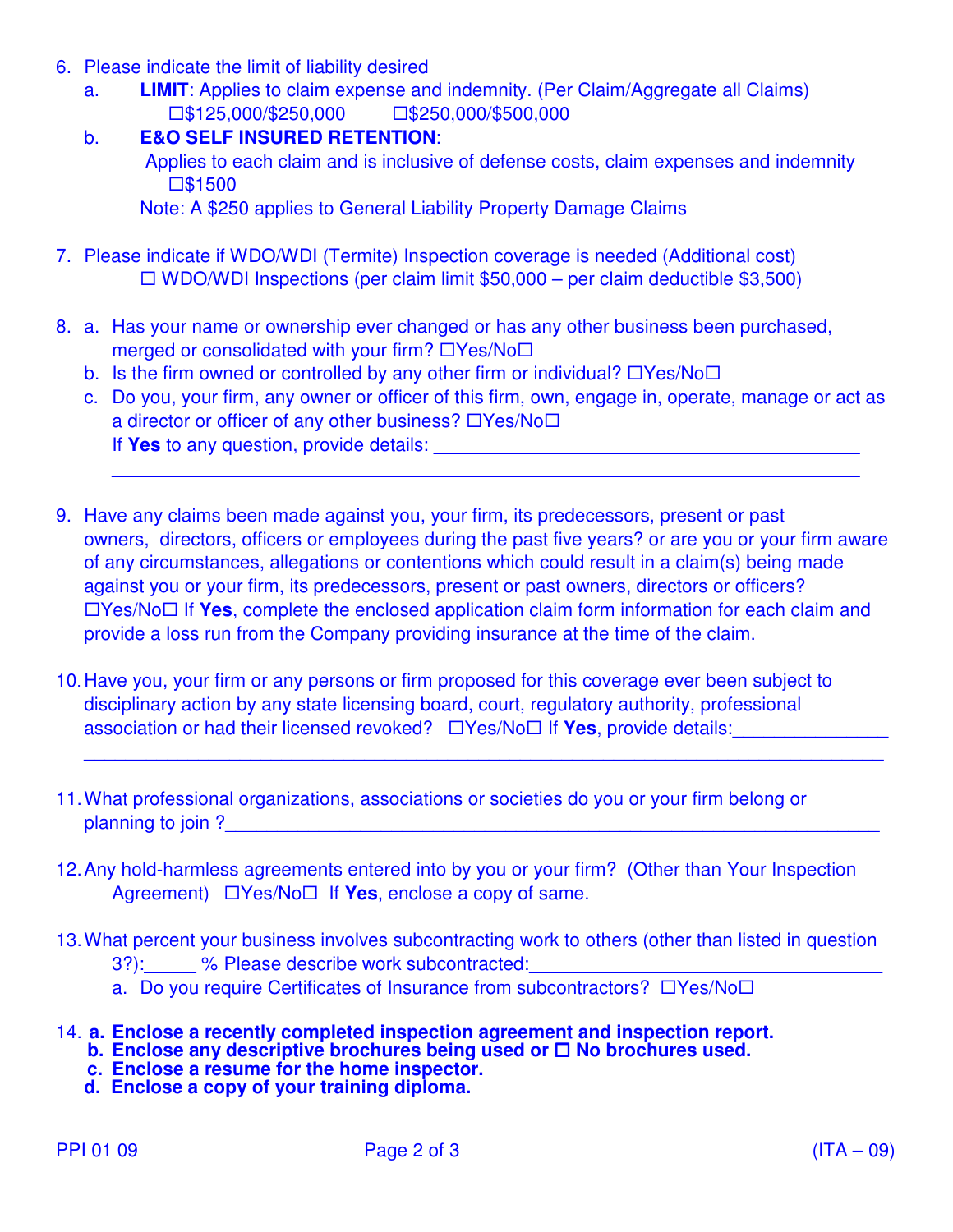6. Please indicate the limit of liability desired
   a. **LIMIT**: Applies to claim expense and indemnity. (Per Claim/Aggregate all Claims)
      ☐$125,000/$250,000 ☐$250,000/$500,000
   b. **E&O SELF INSURED RETENTION**:
      Applies to each claim and is inclusive of defense costs, claim expenses and indemnity
      ☐$1500
      Note: A $250 applies to General Liability Property Damage Claims

7. Please indicate if WDO/WDI (Termite) Inspection coverage is needed (Additional cost)
   ☐ WDO/WDI Inspections (per claim limit $50,000 – per claim deductible $3,500)

8. a. Has your name or ownership ever changed or has any other business been purchased, merged or consolidated with your firm? ☐Yes/No☐
   b. Is the firm owned or controlled by any other firm or individual? ☐Yes/No☐
   c. Do you, your firm, any owner or officer of this firm, own, engage in, operate, manage or act as a director or officer of any other business? ☐Yes/No☐
      If **Yes** to any question, provide details: ________________________________________
      ________________________________________________________________________

9. Have any claims been made against you, your firm, its predecessors, present or past owners, directors, officers or employees during the past five years? or are you or your firm aware of any circumstances, allegations or contentions which could result in a claim(s) being made against you or your firm, its predecessors, present or past owners, directors or officers? ☐Yes/No☐ If **Yes**, complete the enclosed application claim form information for each claim and provide a loss run from the Company providing insurance at the time of the claim.

10. Have you, your firm or any persons or firm proposed for this coverage ever been subject to disciplinary action by any state licensing board, court, regulatory authority, professional association or had their licensed revoked? ☐Yes/No☐ If **Yes**, provide details:______________
    ________________________________________________________________________

11. What professional organizations, associations or societies do you or your firm belong or planning to join ?_______________________________________________________________

12. Any hold-harmless agreements entered into by you or your firm? (Other than Your Inspection Agreement) ☐Yes/No☐ If **Yes**, enclose a copy of same.

13. What percent your business involves subcontracting work to others (other than listed in question 3?):_____ % Please describe work subcontracted:_________________________________
    a. Do you require Certificates of Insurance from subcontractors? ☐Yes/No☐

14. **a. Enclose a recently completed inspection agreement and inspection report.**
    **b. Enclose any descriptive brochures being used or ☐ No brochures used.**
    **c. Enclose a resume for the home inspector.**
    **d. Enclose a copy of your training diploma.**

PPI 01 09 (ITA – 09)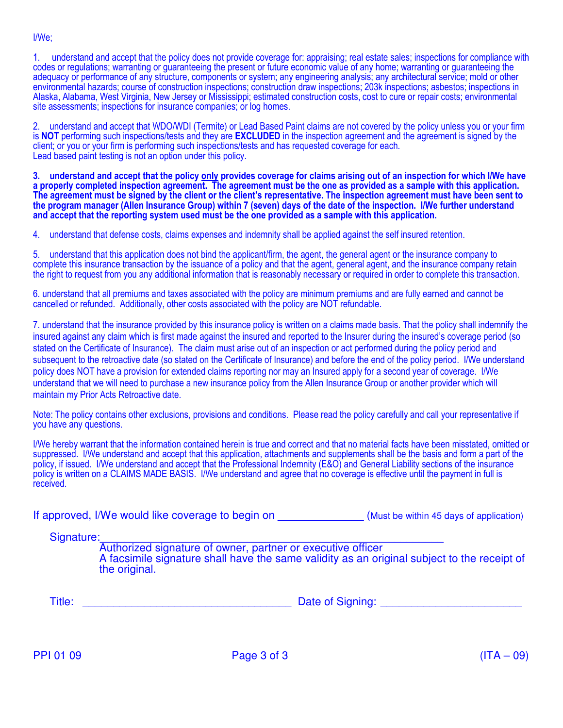I/We;

1. understand and accept that the policy does not provide coverage for: appraising; real estate sales; inspections for compliance with codes or regulations; warranting or guaranteeing the present or future economic value of any home; warranting or guaranteeing the adequacy or performance of any structure, components or system; any engineering analysis; any architectural service; mold or other environmental hazards; course of construction inspections; construction draw inspections; 203k inspections; asbestos; inspections in Alaska, Alabama, West Virginia, New Jersey or Mississippi; estimated construction costs, cost to cure or repair costs; environmental site assessments; inspections for insurance companies; or log homes.

2. understand and accept that WDO/WDI (Termite) or Lead Based Paint claims are not covered by the policy unless you or your firm is **NOT** performing such inspections/tests and they are **EXCLUDED** in the inspection agreement and the agreement is signed by the client; or you or your firm is performing such inspections/tests and has requested coverage for each.
Lead based paint testing is not an option under this policy.

**3. understand and accept that the policy <u>only</u> provides coverage for claims arising out of an inspection for which I/We have a properly completed inspection agreement. The agreement must be the one as provided as a sample with this application. The agreement must be signed by the client or the client's representative. The inspection agreement must have been sent to the program manager (Allen Insurance Group) within 7 (seven) days of the date of the inspection. I/We further understand and accept that the reporting system used must be the one provided as a sample with this application.**

4. understand that defense costs, claims expenses and indemnity shall be applied against the self insured retention.

5. understand that this application does not bind the applicant/firm, the agent, the general agent or the insurance company to complete this insurance transaction by the issuance of a policy and that the agent, general agent, and the insurance company retain the right to request from you any additional information that is reasonably necessary or required in order to complete this transaction.

6. understand that all premiums and taxes associated with the policy are minimum premiums and are fully earned and cannot be cancelled or refunded. Additionally, other costs associated with the policy are NOT refundable.

7. understand that the insurance provided by this insurance policy is written on a claims made basis. That the policy shall indemnify the insured against any claim which is first made against the insured and reported to the Insurer during the insured's coverage period (so stated on the Certificate of Insurance). The claim must arise out of an inspection or act performed during the policy period and subsequent to the retroactive date (so stated on the Certificate of Insurance) and before the end of the policy period. I/We understand policy does NOT have a provision for extended claims reporting nor may an Insured apply for a second year of coverage. I/We understand that we will need to purchase a new insurance policy from the Allen Insurance Group or another provider which will maintain my Prior Acts Retroactive date.

Note: The policy contains other exclusions, provisions and conditions. Please read the policy carefully and call your representative if you have any questions.

I/We hereby warrant that the information contained herein is true and correct and that no material facts have been misstated, omitted or suppressed. I/We understand and accept that this application, attachments and supplements shall be the basis and form a part of the policy, if issued. I/We understand and accept that the Professional Indemnity (E&O) and General Liability sections of the insurance policy is written on a CLAIMS MADE BASIS. I/We understand and agree that no coverage is effective until the payment in full is received.

If approved, I/We would like coverage to begin on _______________ (Must be within 45 days of application)

Signature:___________________________________________________________
Authorized signature of owner, partner or executive officer
A facsimile signature shall have the same validity as an original subject to the receipt of the original.

Title: ___________________________________ Date of Signing: _______________________

PPI 01 09 (ITA – 09)